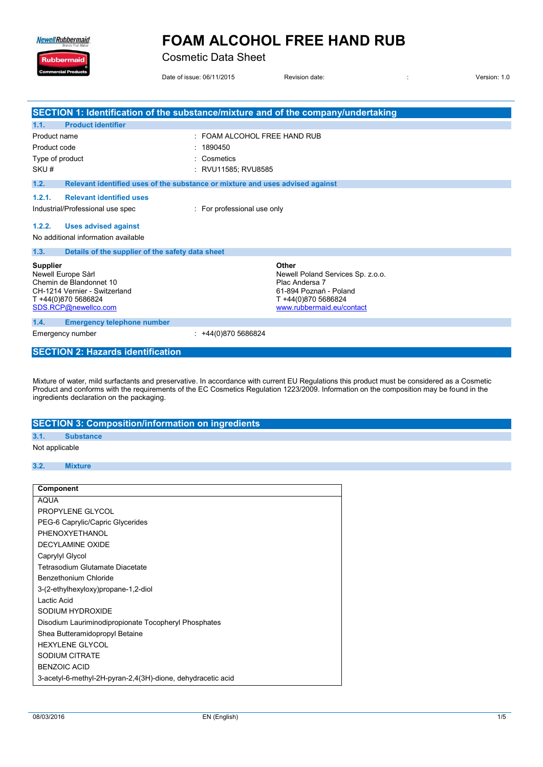# FOAM ALCOHOL FREE HAND RUB

Cosmetic Data Sheet

Date of issue: 06/11/2015 Revision date: : Version: 1.0

## SECTION 1: Identification of the substance/mixture and of the company/undertaking

### 1.1. Product identifier

| | |
|---|---|
| Product name | : FOAM ALCOHOL FREE HAND RUB |
| Product code | : 1890450 |
| Type of product | : Cosmetics |
| SKU # | : RVU11585; RVU8585 |

### 1.2. Relevant identified uses of the substance or mixture and uses advised against

#### 1.2.1. Relevant identified uses

Industrial/Professional use spec : For professional use only

#### 1.2.2. Uses advised against

No additional information available

### 1.3. Details of the supplier of the safety data sheet

**Supplier**
Newell Europe Sàrl
Chemin de Blandonnet 10
CH-1214 Vernier - Switzerland
T +44(0)870 5686824
SDS.RCP@newellco.com

**Other**
Newell Poland Services Sp. z.o.o.
Plac Andersa 7
61-894 Poznań - Poland
T +44(0)870 5686824
www.rubbermaid.eu/contact

### 1.4. Emergency telephone number

Emergency number : +44(0)870 5686824

## SECTION 2: Hazards identification

Mixture of water, mild surfactants and preservative. In accordance with current EU Regulations this product must be considered as a Cosmetic Product and conforms with the requirements of the EC Cosmetics Regulation 1223/2009. Information on the composition may be found in the ingredients declaration on the packaging.

## SECTION 3: Composition/information on ingredients

### 3.1. Substance

Not applicable

### 3.2. Mixture

| Component |
|---|
| AQUA |
| PROPYLENE GLYCOL |
| PEG-6 Caprylic/Capric Glycerides |
| PHENOXYETHANOL |
| DECYLAMINE OXIDE |
| Caprylyl Glycol |
| Tetrasodium Glutamate Diacetate |
| Benzethonium Chloride |
| 3-(2-ethylhexyloxy)propane-1,2-diol |
| Lactic Acid |
| SODIUM HYDROXIDE |
| Disodium Lauriminodipropionate Tocopheryl Phosphates |
| Shea Butteramidopropyl Betaine |
| HEXYLENE GLYCOL |
| SODIUM CITRATE |
| BENZOIC ACID |
| 3-acetyl-6-methyl-2H-pyran-2,4(3H)-dione, dehydracetic acid |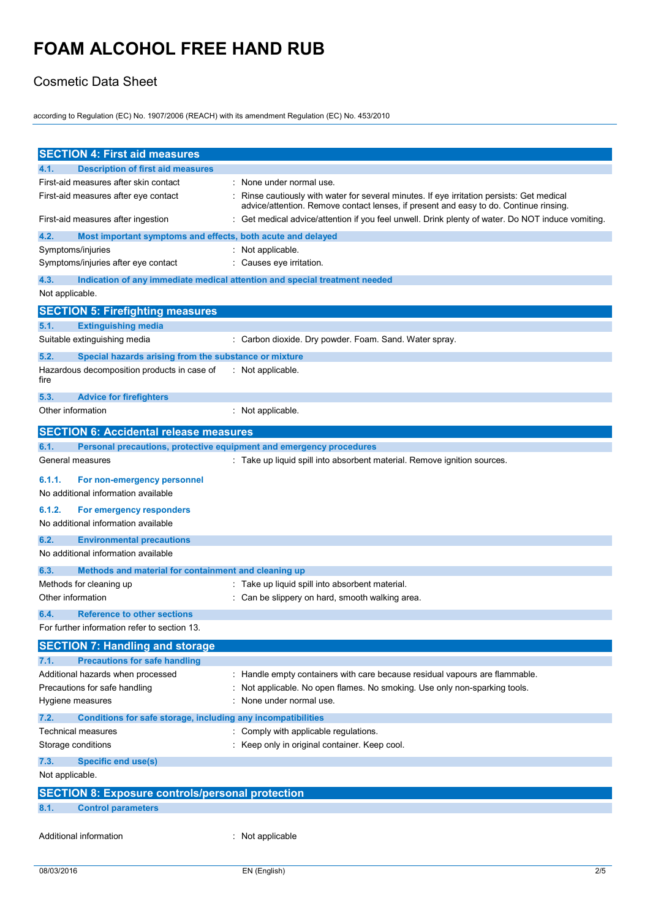# FOAM ALCOHOL FREE HAND RUB

Cosmetic Data Sheet

according to Regulation (EC) No. 1907/2006 (REACH) with its amendment Regulation (EC) No. 453/2010

## SECTION 4: First aid measures

### 4.1. Description of first aid measures

First-aid measures after skin contact : None under normal use.

First-aid measures after eye contact : Rinse cautiously with water for several minutes. If eye irritation persists: Get medical advice/attention. Remove contact lenses, if present and easy to do. Continue rinsing.

First-aid measures after ingestion : Get medical advice/attention if you feel unwell. Drink plenty of water. Do NOT induce vomiting.

### 4.2. Most important symptoms and effects, both acute and delayed

Symptoms/injuries : Not applicable.

Symptoms/injuries after eye contact : Causes eye irritation.

### 4.3. Indication of any immediate medical attention and special treatment needed

Not applicable.

## SECTION 5: Firefighting measures

### 5.1. Extinguishing media

Suitable extinguishing media : Carbon dioxide. Dry powder. Foam. Sand. Water spray.

### 5.2. Special hazards arising from the substance or mixture

Hazardous decomposition products in case of fire : Not applicable.

### 5.3. Advice for firefighters

Other information : Not applicable.

## SECTION 6: Accidental release measures

### 6.1. Personal precautions, protective equipment and emergency procedures

General measures : Take up liquid spill into absorbent material. Remove ignition sources.

#### 6.1.1. For non-emergency personnel

No additional information available

#### 6.1.2. For emergency responders

No additional information available

### 6.2. Environmental precautions

No additional information available

### 6.3. Methods and material for containment and cleaning up

Methods for cleaning up : Take up liquid spill into absorbent material.

Other information : Can be slippery on hard, smooth walking area.

### 6.4. Reference to other sections

For further information refer to section 13.

## SECTION 7: Handling and storage

### 7.1. Precautions for safe handling

Additional hazards when processed : Handle empty containers with care because residual vapours are flammable.

Precautions for safe handling : Not applicable. No open flames. No smoking. Use only non-sparking tools.

Hygiene measures : None under normal use.

### 7.2. Conditions for safe storage, including any incompatibilities

Technical measures : Comply with applicable regulations.

Storage conditions : Keep only in original container. Keep cool.

### 7.3. Specific end use(s)

Not applicable.

## SECTION 8: Exposure controls/personal protection

### 8.1. Control parameters

Additional information : Not applicable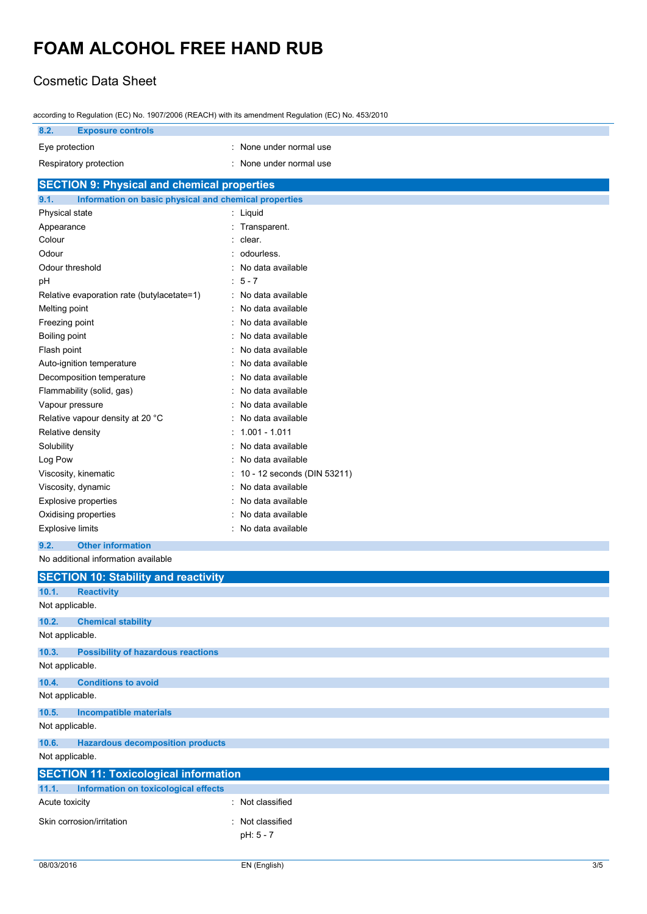# FOAM ALCOHOL FREE HAND RUB

## Cosmetic Data Sheet

according to Regulation (EC) No. 1907/2006 (REACH) with its amendment Regulation (EC) No. 453/2010

### 8.2. Exposure controls

| | |
|---|---|
| Eye protection | : None under normal use |
| Respiratory protection | : None under normal use |

## SECTION 9: Physical and chemical properties

### 9.1. Information on basic physical and chemical properties

| | |
|---|---|
| Physical state | : Liquid |
| Appearance | : Transparent. |
| Colour | : clear. |
| Odour | : odourless. |
| Odour threshold | : No data available |
| pH | : 5 - 7 |
| Relative evaporation rate (butylacetate=1) | : No data available |
| Melting point | : No data available |
| Freezing point | : No data available |
| Boiling point | : No data available |
| Flash point | : No data available |
| Auto-ignition temperature | : No data available |
| Decomposition temperature | : No data available |
| Flammability (solid, gas) | : No data available |
| Vapour pressure | : No data available |
| Relative vapour density at 20 °C | : No data available |
| Relative density | : 1.001 - 1.011 |
| Solubility | : No data available |
| Log Pow | : No data available |
| Viscosity, kinematic | : 10 - 12 seconds (DIN 53211) |
| Viscosity, dynamic | : No data available |
| Explosive properties | : No data available |
| Oxidising properties | : No data available |
| Explosive limits | : No data available |

### 9.2. Other information

No additional information available

## SECTION 10: Stability and reactivity

### 10.1. Reactivity

Not applicable.

### 10.2. Chemical stability

Not applicable.

### 10.3. Possibility of hazardous reactions

Not applicable.

### 10.4. Conditions to avoid

Not applicable.

### 10.5. Incompatible materials

Not applicable.

### 10.6. Hazardous decomposition products

Not applicable.

## SECTION 11: Toxicological information

### 11.1. Information on toxicological effects

| | |
|---|---|
| Acute toxicity | : Not classified |
| Skin corrosion/irritation | : Not classified<br>pH: 5 - 7 |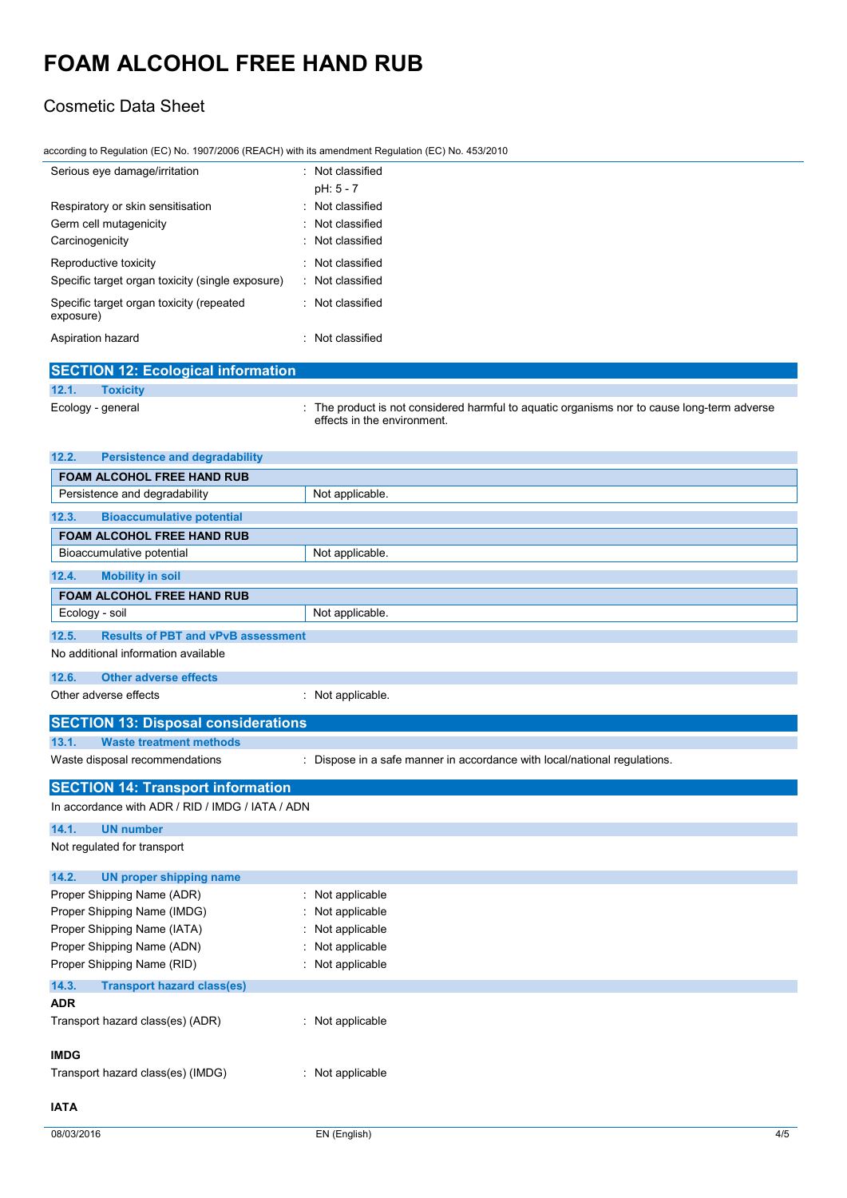| | |
|---|---|
| Serious eye damage/irritation | : Not classified<br>pH: 5 - 7 |
| Respiratory or skin sensitisation | : Not classified |
| Germ cell mutagenicity | : Not classified |
| Carcinogenicity | : Not classified |
| Reproductive toxicity | : Not classified |
| Specific target organ toxicity (single exposure) | : Not classified |
| Specific target organ toxicity (repeated exposure) | : Not classified |
| Aspiration hazard | : Not classified |

## SECTION 12: Ecological information

### 12.1. Toxicity

Ecology - general : The product is not considered harmful to aquatic organisms nor to cause long-term adverse effects in the environment.

### 12.2. Persistence and degradability

| FOAM ALCOHOL FREE HAND RUB | |
|---|---|
| Persistence and degradability | Not applicable. |

### 12.3. Bioaccumulative potential

| FOAM ALCOHOL FREE HAND RUB | |
|---|---|
| Bioaccumulative potential | Not applicable. |

### 12.4. Mobility in soil

| FOAM ALCOHOL FREE HAND RUB | |
|---|---|
| Ecology - soil | Not applicable. |

### 12.5. Results of PBT and vPvB assessment

No additional information available

### 12.6. Other adverse effects

Other adverse effects : Not applicable.

## SECTION 13: Disposal considerations

### 13.1. Waste treatment methods

Waste disposal recommendations : Dispose in a safe manner in accordance with local/national regulations.

## SECTION 14: Transport information

In accordance with ADR / RID / IMDG / IATA / ADN

### 14.1. UN number

Not regulated for transport

### 14.2. UN proper shipping name

| | |
|---|---|
| Proper Shipping Name (ADR) | : Not applicable |
| Proper Shipping Name (IMDG) | : Not applicable |
| Proper Shipping Name (IATA) | : Not applicable |
| Proper Shipping Name (ADN) | : Not applicable |
| Proper Shipping Name (RID) | : Not applicable |

### 14.3. Transport hazard class(es)

**ADR**

Transport hazard class(es) (ADR) : Not applicable

**IMDG**

Transport hazard class(es) (IMDG) : Not applicable

**IATA**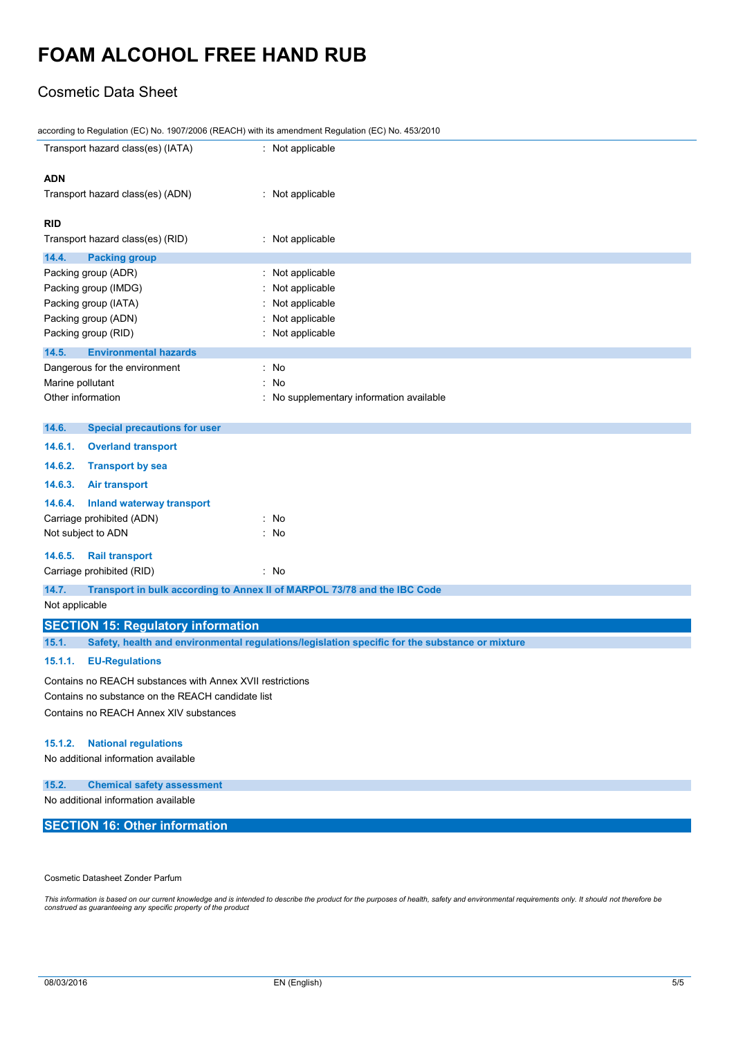Transport hazard class(es) (IATA) : Not applicable

**ADN**

Transport hazard class(es) (ADN) : Not applicable

**RID**

Transport hazard class(es) (RID) : Not applicable

### 14.4. Packing group

| | |
|---|---|
| Packing group (ADR) | : Not applicable |
| Packing group (IMDG) | : Not applicable |
| Packing group (IATA) | : Not applicable |
| Packing group (ADN) | : Not applicable |
| Packing group (RID) | : Not applicable |

### 14.5. Environmental hazards

| | |
|---|---|
| Dangerous for the environment | : No |
| Marine pollutant | : No |
| Other information | : No supplementary information available |

### 14.6. Special precautions for user

#### 14.6.1. Overland transport

#### 14.6.2. Transport by sea

#### 14.6.3. Air transport

#### 14.6.4. Inland waterway transport

| | |
|---|---|
| Carriage prohibited (ADN) | : No |
| Not subject to ADN | : No |

#### 14.6.5. Rail transport

Carriage prohibited (RID) : No

### 14.7. Transport in bulk according to Annex II of MARPOL 73/78 and the IBC Code

Not applicable

## SECTION 15: Regulatory information

### 15.1. Safety, health and environmental regulations/legislation specific for the substance or mixture

#### 15.1.1. EU-Regulations

Contains no REACH substances with Annex XVII restrictions
Contains no substance on the REACH candidate list
Contains no REACH Annex XIV substances

#### 15.1.2. National regulations

No additional information available

### 15.2. Chemical safety assessment

No additional information available

## SECTION 16: Other information

Cosmetic Datasheet Zonder Parfum

*This information is based on our current knowledge and is intended to describe the product for the purposes of health, safety and environmental requirements only. It should not therefore be construed as guaranteeing any specific property of the product*